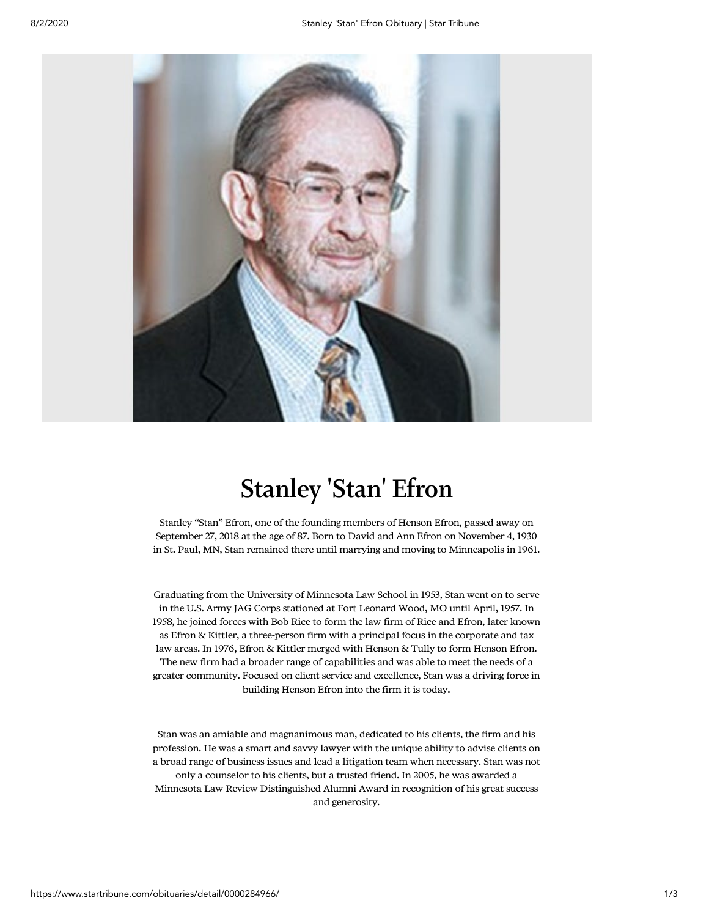# Stanley 'Stan' Efron

Stanley "Stan" Efron, one of the founding members of Henson Efron, passed away on September 27, 2018 at the age of 87. Born to David and Ann Efron on November 4, 1930 in St. Paul, MN, Stan remained there until marrying and moving to Minneapolis in 1961.

Graduating from the University of Minnesota Law School in 1953, Stan went on to serve in the U.S. Army JAG Corps stationed at Fort Leonard Wood, MO until April, 1957. In 1958, he joined forces with Bob Rice to form the law firm of Rice and Efron, later known as Efron & Kittler, a three-person firm with a principal focus in the corporate and tax law areas. In 1976, Efron & Kittler merged with Henson & Tully to form Henson Efron. The new firm had a broader range of capabilities and was able to meet the needs of a greater community. Focused on client service and excellence, Stan was a driving force in building Henson Efron into the firm it is today.

Stan was an amiable and magnanimous man, dedicated to his clients, the firm and his profession. He was a smart and savvy lawyer with the unique ability to advise clients on a broad range of business issues and lead a litigation team when necessary. Stan was not only a counselor to his clients, but a trusted friend. In 2005, he was awarded a Minnesota Law Review Distinguished Alumni Award in recognition of his great success and generosity.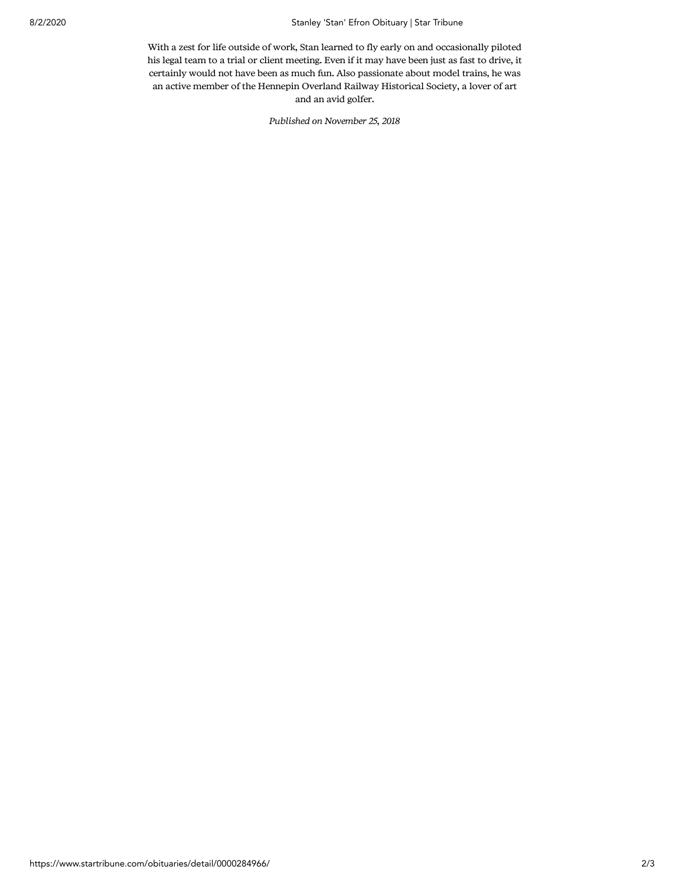With a zest for life outside of work, Stan learned to fly early on and occasionally piloted his legal team to a trial or client meeting. Even if it may have been just as fast to drive, it certainly would not have been as much fun. Also passionate about model trains, he was an active member of the Hennepin Overland Railway Historical Society, a lover of art and an avid golfer.

*Published on November 25, 2018*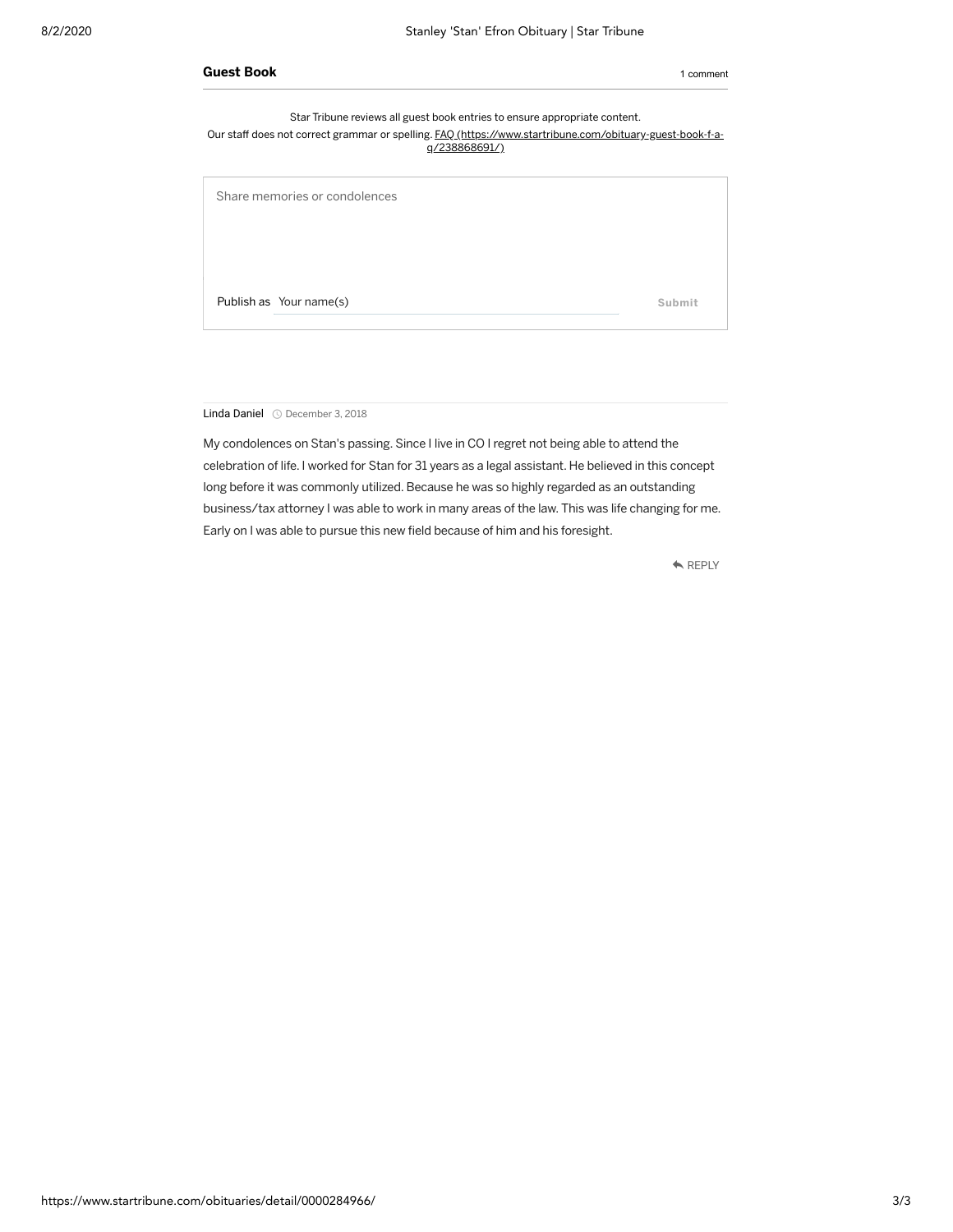**Guest Book**

1 comment

Star Tribune reviews all guest book entries to ensure appropriate content.

Our staff does not correct grammar or spelling. FAQ (https://www.startribune.com/obituary-guest-book-f-a-q/238868691/)

Share memories or condolences

Publish as Your name(s)

Submit

Linda Daniel December 3, 2018

My condolences on Stan's passing. Since I live in CO I regret not being able to attend the celebration of life. I worked for Stan for 31 years as a legal assistant. He believed in this concept long before it was commonly utilized. Because he was so highly regarded as an outstanding business/tax attorney I was able to work in many areas of the law. This was life changing for me. Early on I was able to pursue this new field because of him and his foresight.

REPLY